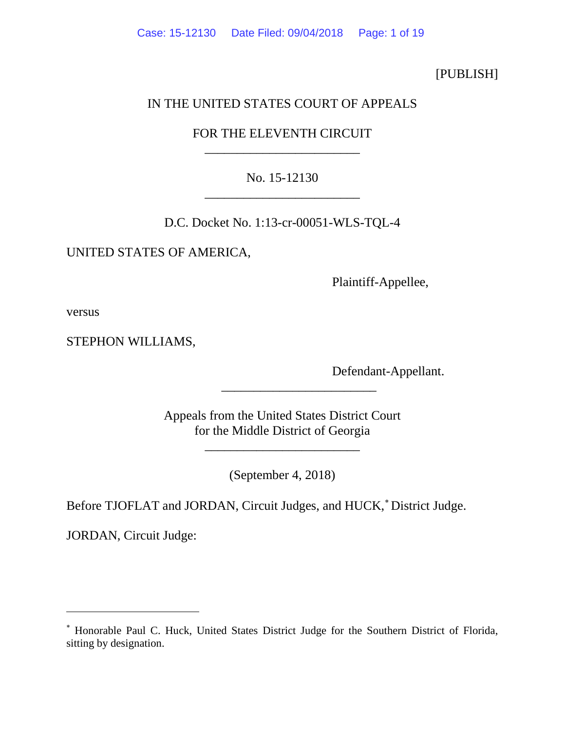[PUBLISH]

IN THE UNITED STATES COURT OF APPEALS

FOR THE ELEVENTH CIRCUIT

\_\_\_\_\_\_\_\_\_\_\_\_\_\_\_\_\_\_\_\_\_\_\_\_

No. 15-12130

\_\_\_\_\_\_\_\_\_\_\_\_\_\_\_\_\_\_\_\_\_\_\_\_

D.C. Docket No. 1:13-cr-00051-WLS-TQL-4

UNITED STATES OF AMERICA,

Plaintiff-Appellee,

versus

STEPHON WILLIAMS,

Defendant-Appellant.

\_\_\_\_\_\_\_\_\_\_\_\_\_\_\_\_\_\_\_\_\_\_\_\_

Appeals from the United States District Court
for the Middle District of Georgia

\_\_\_\_\_\_\_\_\_\_\_\_\_\_\_\_\_\_\_\_\_\_\_\_

(September 4, 2018)

Before TJOFLAT and JORDAN, Circuit Judges, and HUCK,[*] District Judge.

JORDAN, Circuit Judge:

---

[*] Honorable Paul C. Huck, United States District Judge for the Southern District of Florida, sitting by designation.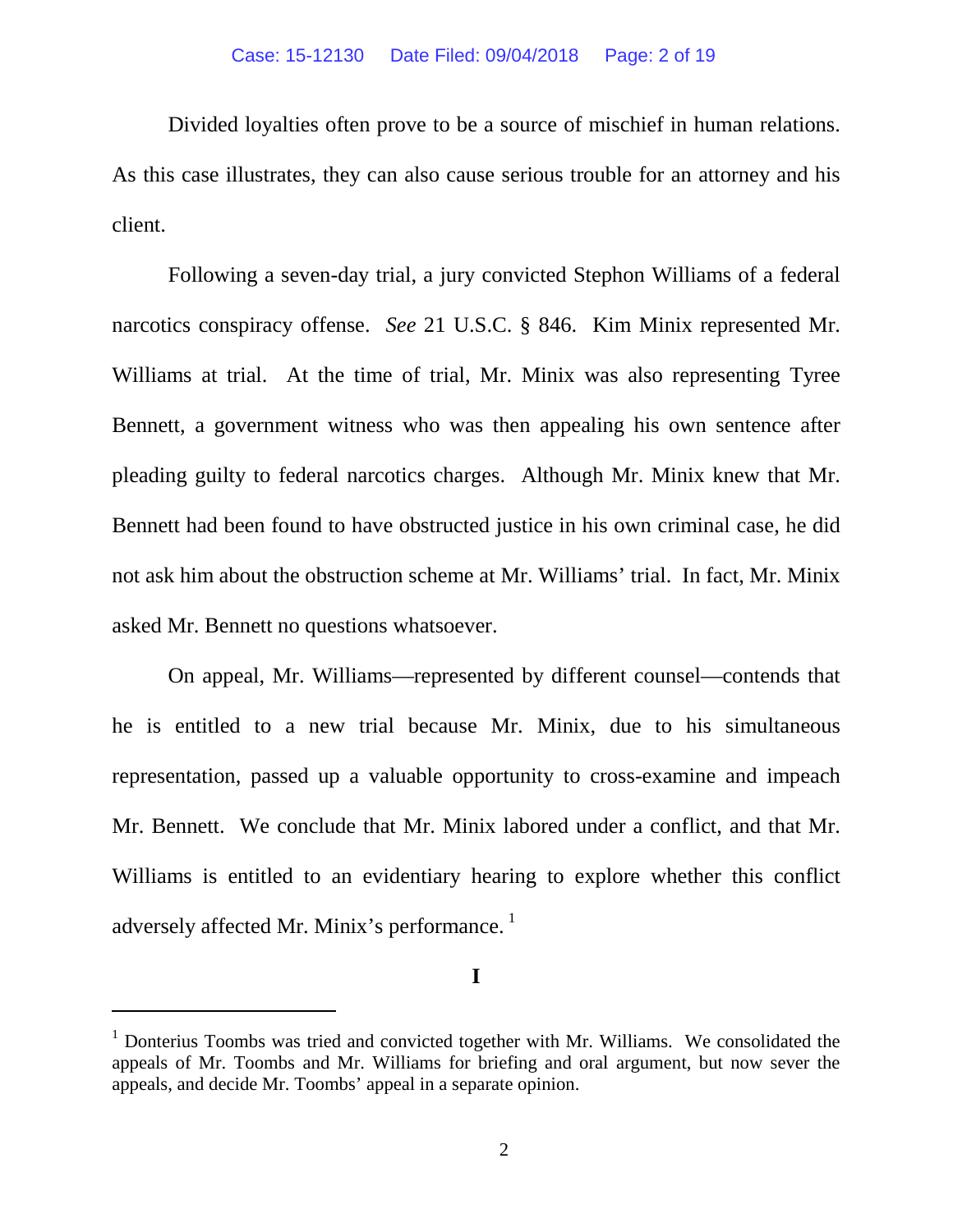Divided loyalties often prove to be a source of mischief in human relations. As this case illustrates, they can also cause serious trouble for an attorney and his client.

Following a seven-day trial, a jury convicted Stephon Williams of a federal narcotics conspiracy offense. *See* 21 U.S.C. § 846. Kim Minix represented Mr. Williams at trial. At the time of trial, Mr. Minix was also representing Tyree Bennett, a government witness who was then appealing his own sentence after pleading guilty to federal narcotics charges. Although Mr. Minix knew that Mr. Bennett had been found to have obstructed justice in his own criminal case, he did not ask him about the obstruction scheme at Mr. Williams' trial. In fact, Mr. Minix asked Mr. Bennett no questions whatsoever.

On appeal, Mr. Williams—represented by different counsel—contends that he is entitled to a new trial because Mr. Minix, due to his simultaneous representation, passed up a valuable opportunity to cross-examine and impeach Mr. Bennett. We conclude that Mr. Minix labored under a conflict, and that Mr. Williams is entitled to an evidentiary hearing to explore whether this conflict adversely affected Mr. Minix's performance. [1]

## I

[1] Donterius Toombs was tried and convicted together with Mr. Williams. We consolidated the appeals of Mr. Toombs and Mr. Williams for briefing and oral argument, but now sever the appeals, and decide Mr. Toombs' appeal in a separate opinion.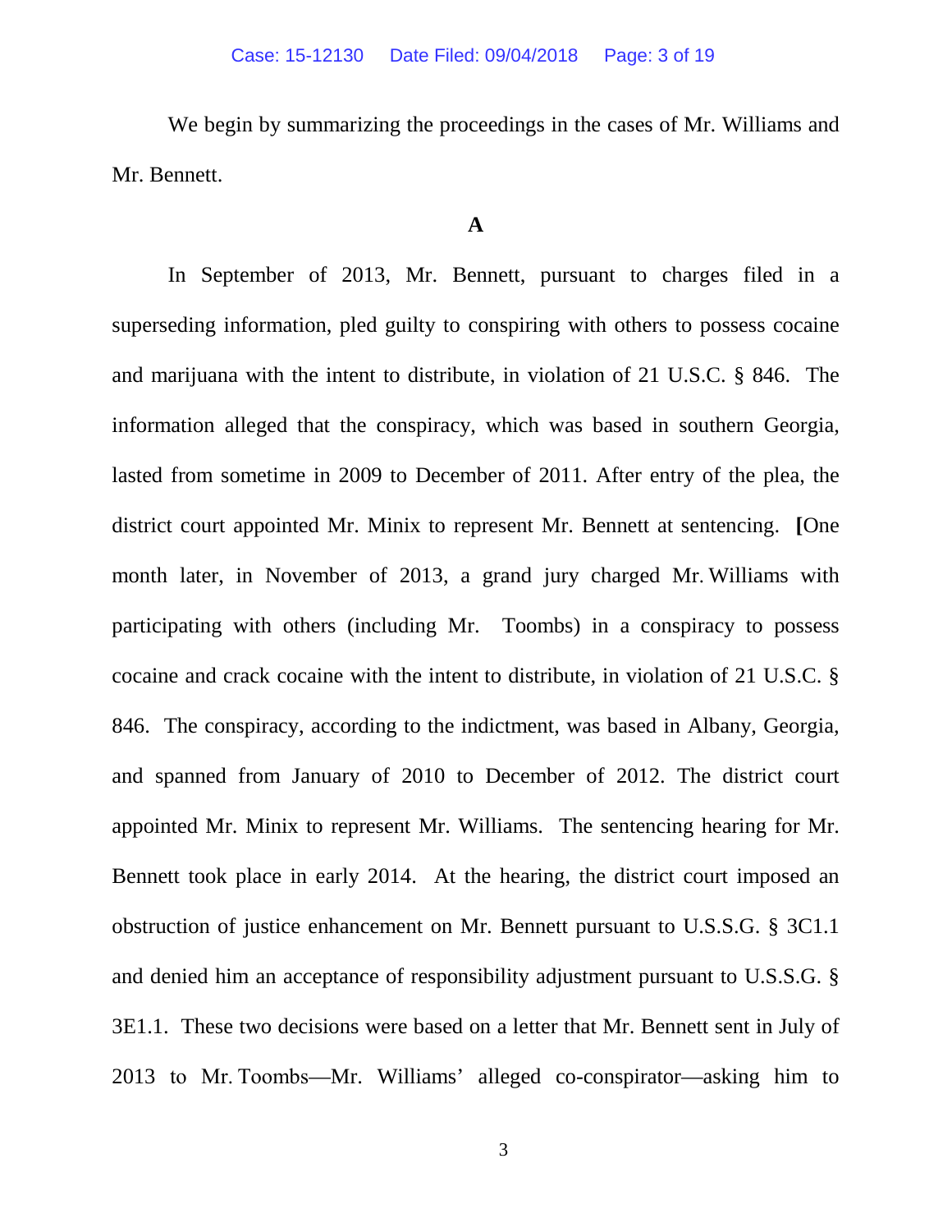We begin by summarizing the proceedings in the cases of Mr. Williams and Mr. Bennett.

### A

In September of 2013, Mr. Bennett, pursuant to charges filed in a superseding information, pled guilty to conspiring with others to possess cocaine and marijuana with the intent to distribute, in violation of 21 U.S.C. § 846. The information alleged that the conspiracy, which was based in southern Georgia, lasted from sometime in 2009 to December of 2011. After entry of the plea, the district court appointed Mr. Minix to represent Mr. Bennett at sentencing. [One month later, in November of 2013, a grand jury charged Mr. Williams with participating with others (including Mr. Toombs) in a conspiracy to possess cocaine and crack cocaine with the intent to distribute, in violation of 21 U.S.C. § 846. The conspiracy, according to the indictment, was based in Albany, Georgia, and spanned from January of 2010 to December of 2012. The district court appointed Mr. Minix to represent Mr. Williams. The sentencing hearing for Mr. Bennett took place in early 2014. At the hearing, the district court imposed an obstruction of justice enhancement on Mr. Bennett pursuant to U.S.S.G. § 3C1.1 and denied him an acceptance of responsibility adjustment pursuant to U.S.S.G. § 3E1.1. These two decisions were based on a letter that Mr. Bennett sent in July of 2013 to Mr. Toombs—Mr. Williams' alleged co-conspirator—asking him to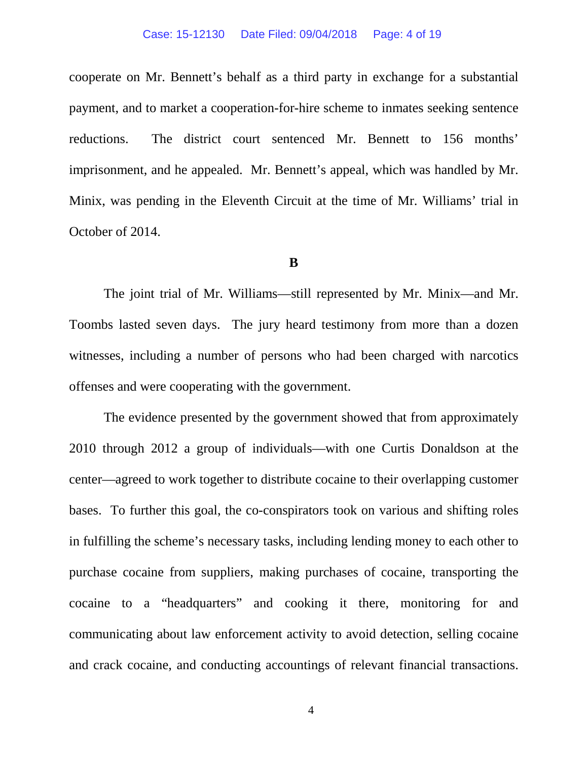cooperate on Mr. Bennett's behalf as a third party in exchange for a substantial payment, and to market a cooperation-for-hire scheme to inmates seeking sentence reductions. The district court sentenced Mr. Bennett to 156 months' imprisonment, and he appealed. Mr. Bennett's appeal, which was handled by Mr. Minix, was pending in the Eleventh Circuit at the time of Mr. Williams' trial in October of 2014.

## B

The joint trial of Mr. Williams—still represented by Mr. Minix—and Mr. Toombs lasted seven days. The jury heard testimony from more than a dozen witnesses, including a number of persons who had been charged with narcotics offenses and were cooperating with the government.

The evidence presented by the government showed that from approximately 2010 through 2012 a group of individuals—with one Curtis Donaldson at the center—agreed to work together to distribute cocaine to their overlapping customer bases. To further this goal, the co-conspirators took on various and shifting roles in fulfilling the scheme's necessary tasks, including lending money to each other to purchase cocaine from suppliers, making purchases of cocaine, transporting the cocaine to a "headquarters" and cooking it there, monitoring for and communicating about law enforcement activity to avoid detection, selling cocaine and crack cocaine, and conducting accountings of relevant financial transactions.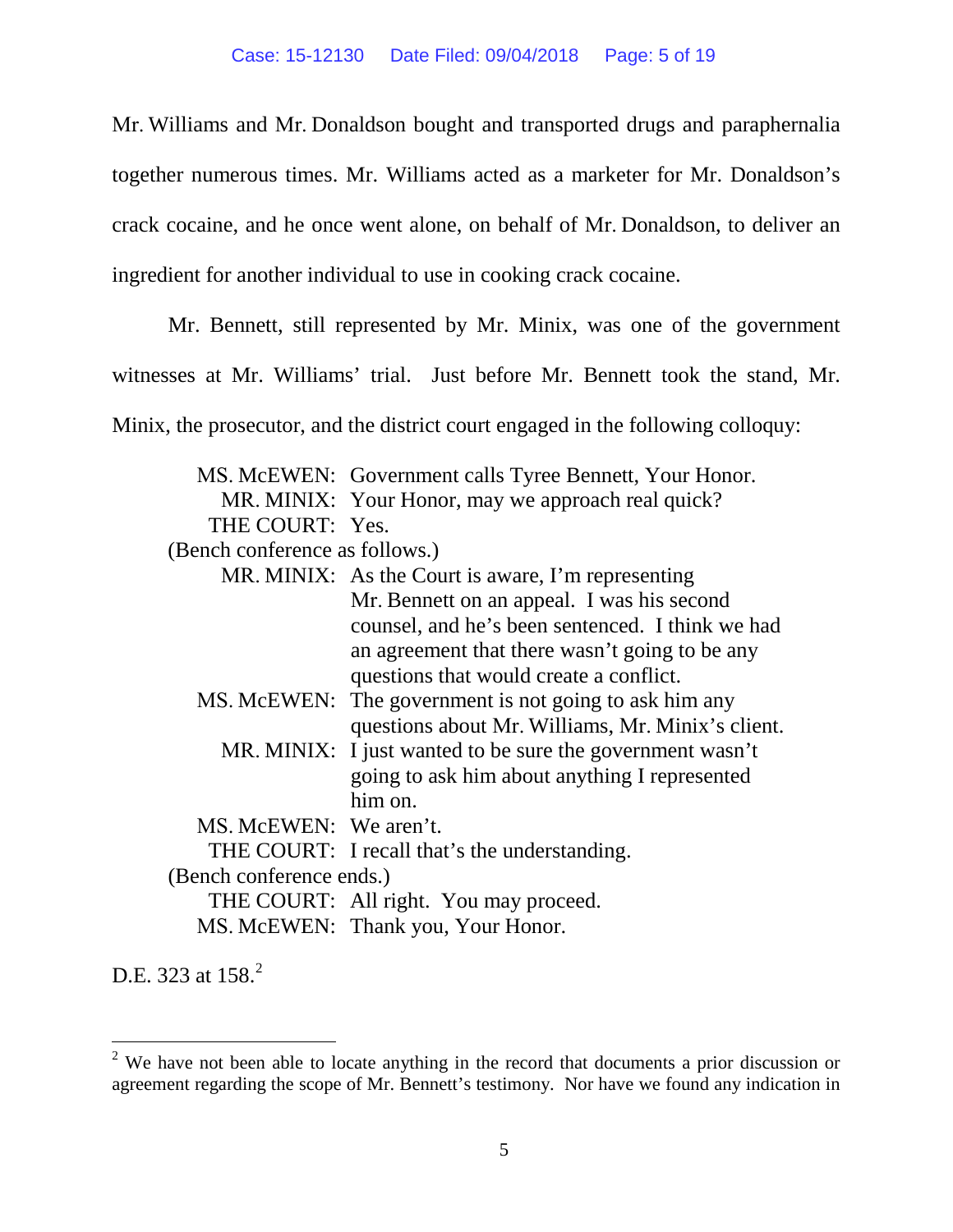Mr. Williams and Mr. Donaldson bought and transported drugs and paraphernalia together numerous times. Mr. Williams acted as a marketer for Mr. Donaldson's crack cocaine, and he once went alone, on behalf of Mr. Donaldson, to deliver an ingredient for another individual to use in cooking crack cocaine.

Mr. Bennett, still represented by Mr. Minix, was one of the government witnesses at Mr. Williams' trial. Just before Mr. Bennett took the stand, Mr. Minix, the prosecutor, and the district court engaged in the following colloquy:

> MS. McEWEN: Government calls Tyree Bennett, Your Honor.
>
> MR. MINIX: Your Honor, may we approach real quick?
>
> THE COURT: Yes.
>
> (Bench conference as follows.)
>
> MR. MINIX: As the Court is aware, I'm representing Mr. Bennett on an appeal. I was his second counsel, and he's been sentenced. I think we had an agreement that there wasn't going to be any questions that would create a conflict.
>
> MS. McEWEN: The government is not going to ask him any questions about Mr. Williams, Mr. Minix's client.
>
> MR. MINIX: I just wanted to be sure the government wasn't going to ask him about anything I represented him on.
>
> MS. McEWEN: We aren't.
>
> THE COURT: I recall that's the understanding.
>
> (Bench conference ends.)
>
> THE COURT: All right. You may proceed.
>
> MS. McEWEN: Thank you, Your Honor.

D.E. 323 at 158.[2]

[2] We have not been able to locate anything in the record that documents a prior discussion or agreement regarding the scope of Mr. Bennett's testimony. Nor have we found any indication in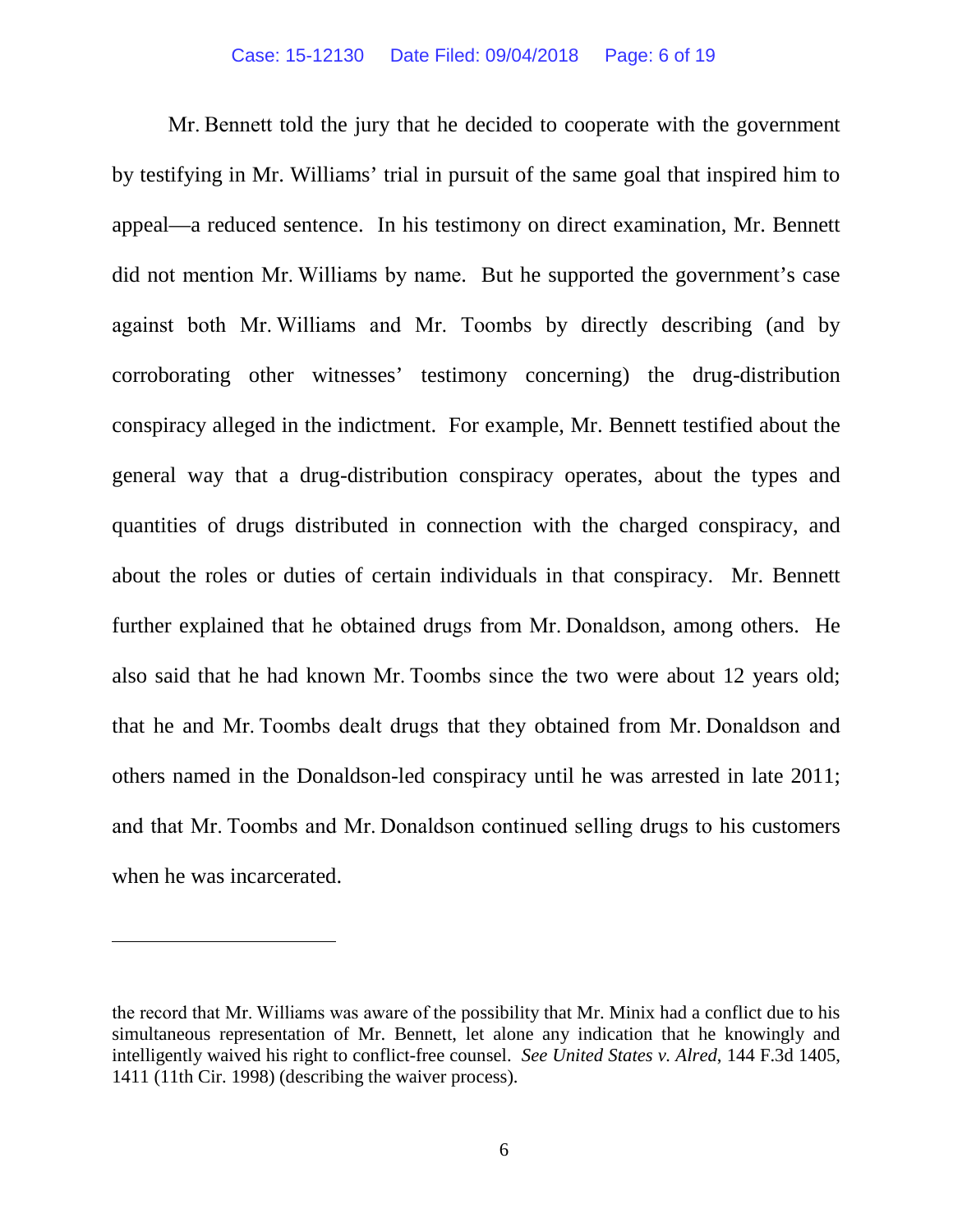Mr. Bennett told the jury that he decided to cooperate with the government by testifying in Mr. Williams' trial in pursuit of the same goal that inspired him to appeal—a reduced sentence. In his testimony on direct examination, Mr. Bennett did not mention Mr. Williams by name. But he supported the government's case against both Mr. Williams and Mr. Toombs by directly describing (and by corroborating other witnesses' testimony concerning) the drug-distribution conspiracy alleged in the indictment. For example, Mr. Bennett testified about the general way that a drug-distribution conspiracy operates, about the types and quantities of drugs distributed in connection with the charged conspiracy, and about the roles or duties of certain individuals in that conspiracy. Mr. Bennett further explained that he obtained drugs from Mr. Donaldson, among others. He also said that he had known Mr. Toombs since the two were about 12 years old; that he and Mr. Toombs dealt drugs that they obtained from Mr. Donaldson and others named in the Donaldson-led conspiracy until he was arrested in late 2011; and that Mr. Toombs and Mr. Donaldson continued selling drugs to his customers when he was incarcerated.

---

the record that Mr. Williams was aware of the possibility that Mr. Minix had a conflict due to his simultaneous representation of Mr. Bennett, let alone any indication that he knowingly and intelligently waived his right to conflict-free counsel. *See United States v. Alred*, 144 F.3d 1405, 1411 (11th Cir. 1998) (describing the waiver process).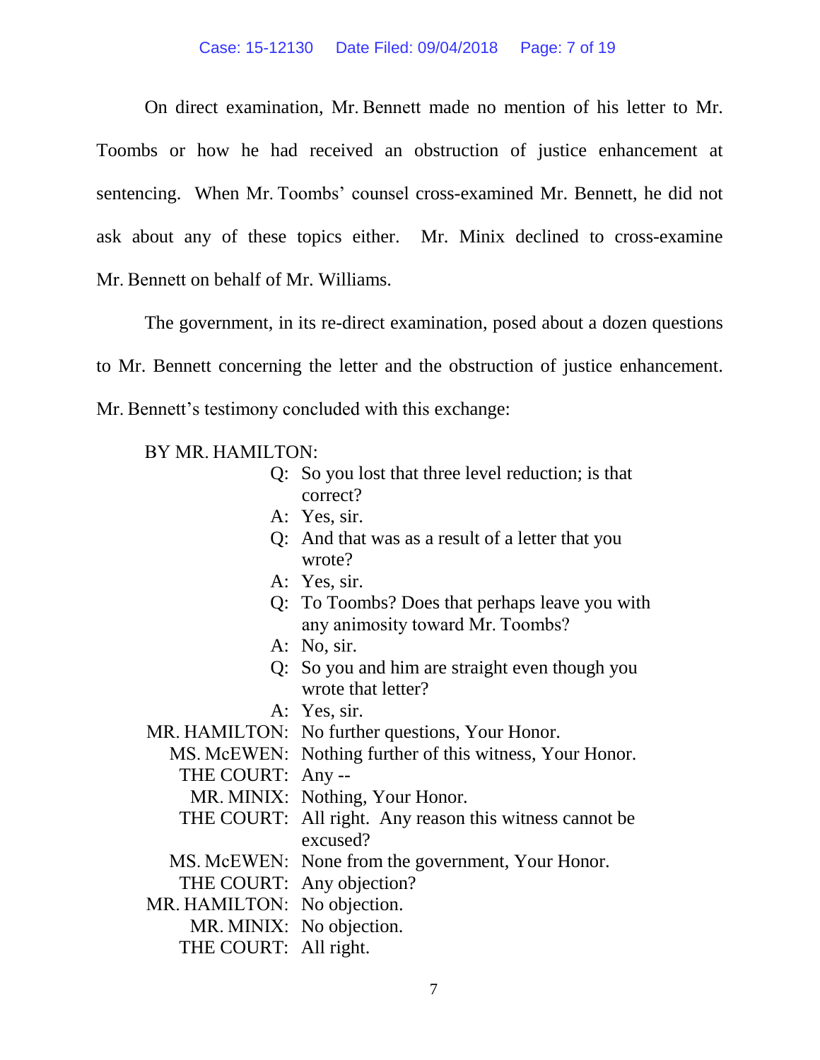On direct examination, Mr. Bennett made no mention of his letter to Mr. Toombs or how he had received an obstruction of justice enhancement at sentencing. When Mr. Toombs' counsel cross-examined Mr. Bennett, he did not ask about any of these topics either. Mr. Minix declined to cross-examine Mr. Bennett on behalf of Mr. Williams.

The government, in its re-direct examination, posed about a dozen questions to Mr. Bennett concerning the letter and the obstruction of justice enhancement. Mr. Bennett's testimony concluded with this exchange:

> BY MR. HAMILTON:
>
> Q: So you lost that three level reduction; is that correct?
>
> A: Yes, sir.
>
> Q: And that was as a result of a letter that you wrote?
>
> A: Yes, sir.
>
> Q: To Toombs? Does that perhaps leave you with any animosity toward Mr. Toombs?
>
> A: No, sir.
>
> Q: So you and him are straight even though you wrote that letter?
>
> A: Yes, sir.
>
> MR. HAMILTON: No further questions, Your Honor.
>
> MS. McEWEN: Nothing further of this witness, Your Honor.
>
> THE COURT: Any --
>
> MR. MINIX: Nothing, Your Honor.
>
> THE COURT: All right. Any reason this witness cannot be excused?
>
> MS. McEWEN: None from the government, Your Honor.
>
> THE COURT: Any objection?
>
> MR. HAMILTON: No objection.
>
> MR. MINIX: No objection.
>
> THE COURT: All right.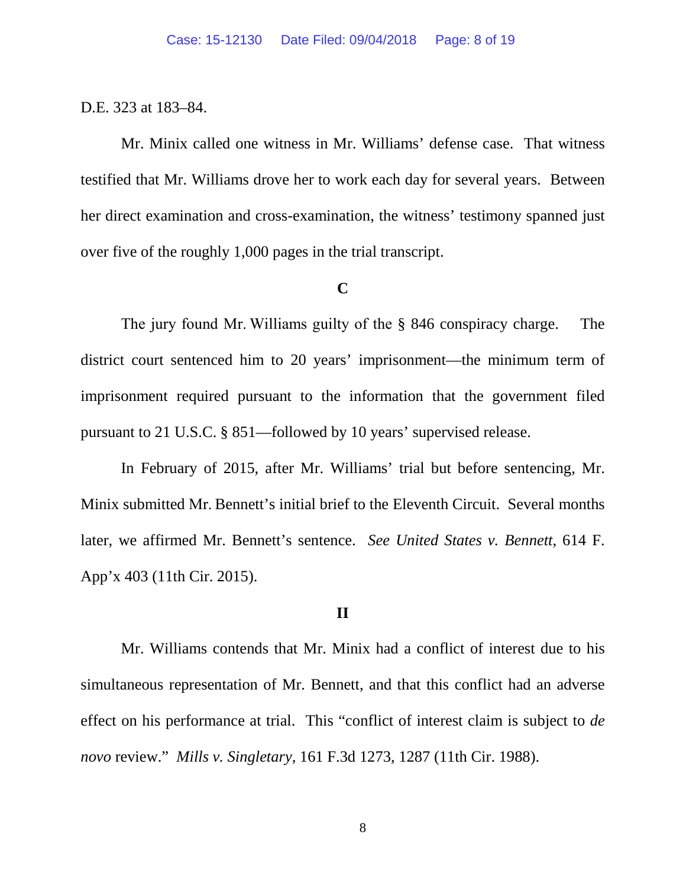D.E. 323 at 183–84.

Mr. Minix called one witness in Mr. Williams' defense case. That witness testified that Mr. Williams drove her to work each day for several years. Between her direct examination and cross-examination, the witness' testimony spanned just over five of the roughly 1,000 pages in the trial transcript.

### C

The jury found Mr. Williams guilty of the § 846 conspiracy charge. The district court sentenced him to 20 years' imprisonment—the minimum term of imprisonment required pursuant to the information that the government filed pursuant to 21 U.S.C. § 851—followed by 10 years' supervised release.

In February of 2015, after Mr. Williams' trial but before sentencing, Mr. Minix submitted Mr. Bennett's initial brief to the Eleventh Circuit. Several months later, we affirmed Mr. Bennett's sentence. *See United States v. Bennett*, 614 F. App'x 403 (11th Cir. 2015).

## II

Mr. Williams contends that Mr. Minix had a conflict of interest due to his simultaneous representation of Mr. Bennett, and that this conflict had an adverse effect on his performance at trial. This "conflict of interest claim is subject to *de novo* review." *Mills v. Singletary*, 161 F.3d 1273, 1287 (11th Cir. 1988).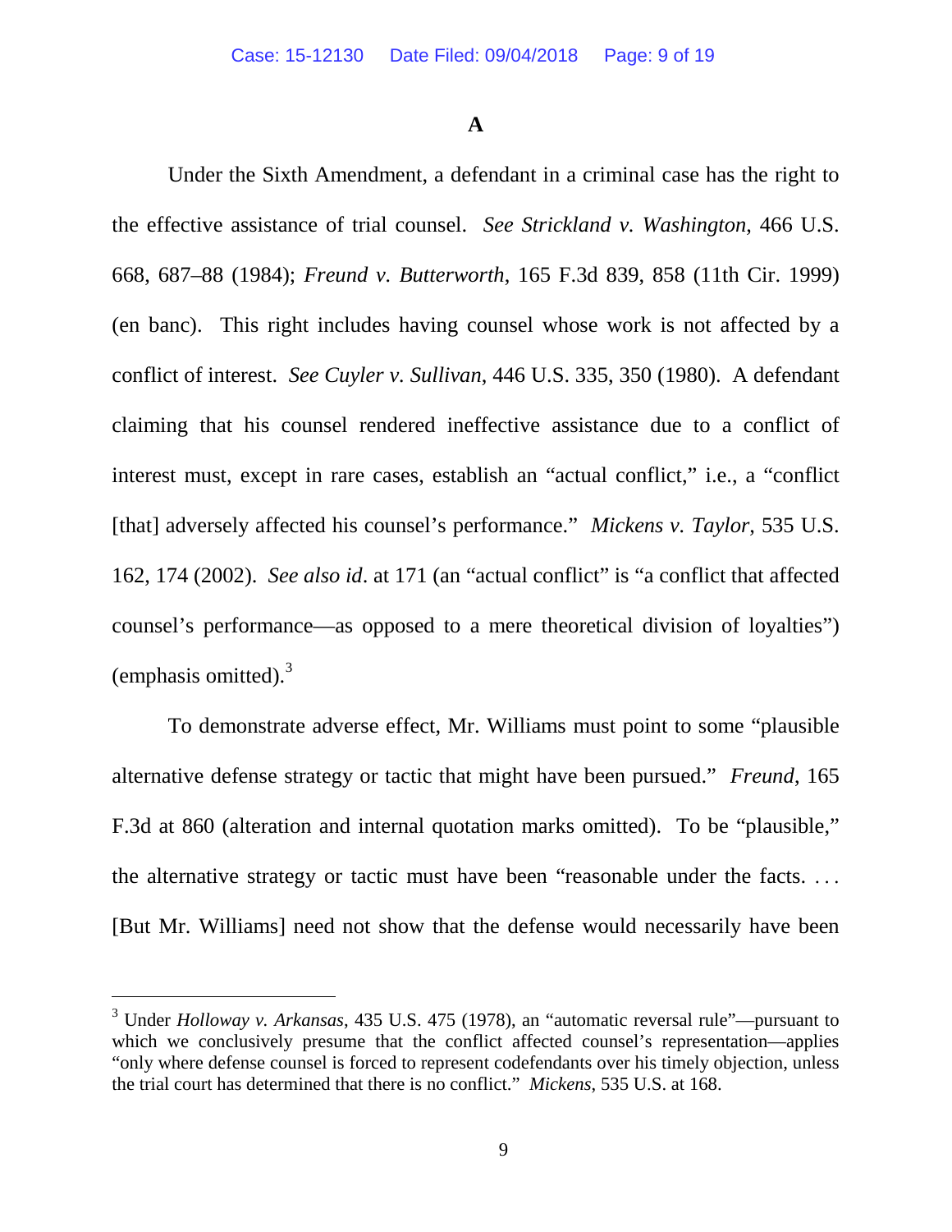**A**

Under the Sixth Amendment, a defendant in a criminal case has the right to the effective assistance of trial counsel. *See Strickland v. Washington*, 466 U.S. 668, 687–88 (1984); *Freund v. Butterworth*, 165 F.3d 839, 858 (11th Cir. 1999) (en banc). This right includes having counsel whose work is not affected by a conflict of interest. *See Cuyler v. Sullivan*, 446 U.S. 335, 350 (1980). A defendant claiming that his counsel rendered ineffective assistance due to a conflict of interest must, except in rare cases, establish an "actual conflict," i.e., a "conflict [that] adversely affected his counsel's performance." *Mickens v. Taylor*, 535 U.S. 162, 174 (2002). *See also id*. at 171 (an "actual conflict" is "a conflict that affected counsel's performance—as opposed to a mere theoretical division of loyalties") (emphasis omitted).[3]

To demonstrate adverse effect, Mr. Williams must point to some "plausible alternative defense strategy or tactic that might have been pursued." *Freund*, 165 F.3d at 860 (alteration and internal quotation marks omitted). To be "plausible," the alternative strategy or tactic must have been "reasonable under the facts. . . . [But Mr. Williams] need not show that the defense would necessarily have been

[3] Under *Holloway v. Arkansas*, 435 U.S. 475 (1978), an "automatic reversal rule"—pursuant to which we conclusively presume that the conflict affected counsel's representation—applies "only where defense counsel is forced to represent codefendants over his timely objection, unless the trial court has determined that there is no conflict." *Mickens*, 535 U.S. at 168.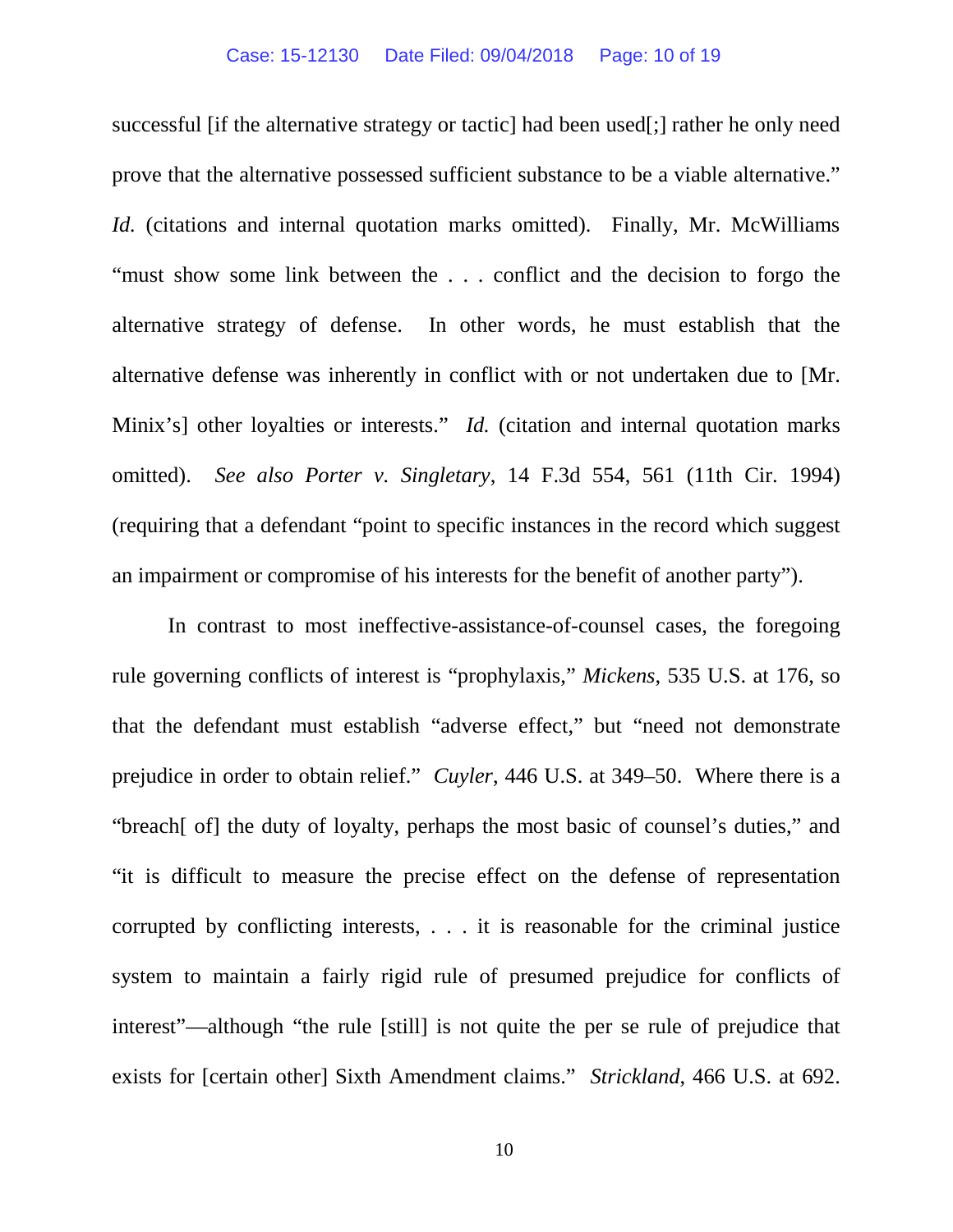successful [if the alternative strategy or tactic] had been used[;] rather he only need prove that the alternative possessed sufficient substance to be a viable alternative." *Id.* (citations and internal quotation marks omitted). Finally, Mr. McWilliams "must show some link between the . . . conflict and the decision to forgo the alternative strategy of defense. In other words, he must establish that the alternative defense was inherently in conflict with or not undertaken due to [Mr. Minix's] other loyalties or interests." *Id.* (citation and internal quotation marks omitted). *See also Porter v. Singletary*, 14 F.3d 554, 561 (11th Cir. 1994) (requiring that a defendant "point to specific instances in the record which suggest an impairment or compromise of his interests for the benefit of another party").

In contrast to most ineffective-assistance-of-counsel cases, the foregoing rule governing conflicts of interest is "prophylaxis," *Mickens*, 535 U.S. at 176, so that the defendant must establish "adverse effect," but "need not demonstrate prejudice in order to obtain relief." *Cuyler*, 446 U.S. at 349–50. Where there is a "breach[ of] the duty of loyalty, perhaps the most basic of counsel's duties," and "it is difficult to measure the precise effect on the defense of representation corrupted by conflicting interests, . . . it is reasonable for the criminal justice system to maintain a fairly rigid rule of presumed prejudice for conflicts of interest"—although "the rule [still] is not quite the per se rule of prejudice that exists for [certain other] Sixth Amendment claims." *Strickland*, 466 U.S. at 692.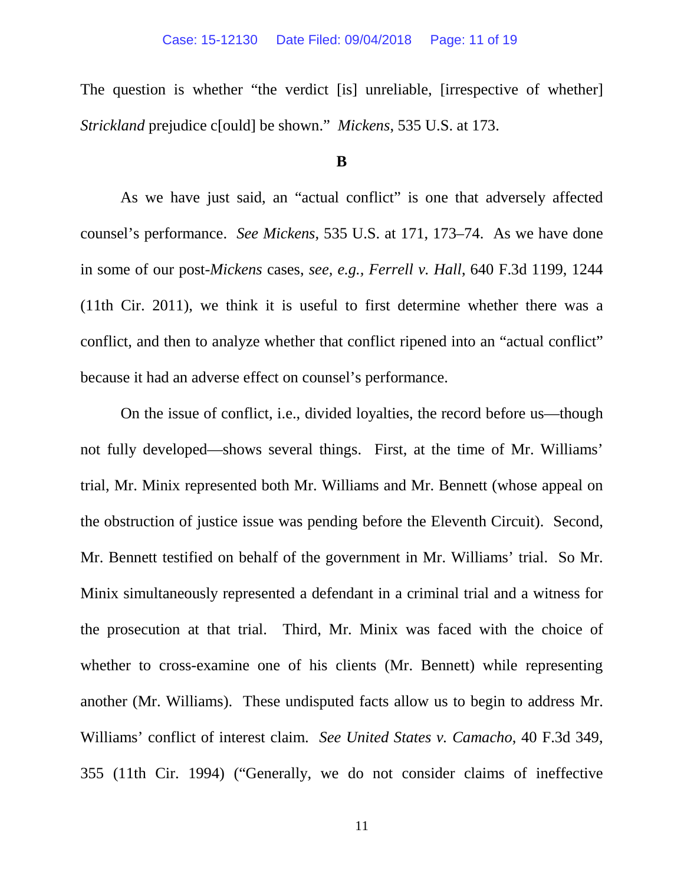The question is whether "the verdict [is] unreliable, [irrespective of whether] *Strickland* prejudice c[ould] be shown." *Mickens*, 535 U.S. at 173.

**B**

As we have just said, an "actual conflict" is one that adversely affected counsel's performance. *See Mickens*, 535 U.S. at 171, 173–74. As we have done in some of our post-*Mickens* cases, *see, e.g.*, *Ferrell v. Hall*, 640 F.3d 1199, 1244 (11th Cir. 2011), we think it is useful to first determine whether there was a conflict, and then to analyze whether that conflict ripened into an "actual conflict" because it had an adverse effect on counsel's performance.

On the issue of conflict, i.e., divided loyalties, the record before us—though not fully developed—shows several things. First, at the time of Mr. Williams' trial, Mr. Minix represented both Mr. Williams and Mr. Bennett (whose appeal on the obstruction of justice issue was pending before the Eleventh Circuit). Second, Mr. Bennett testified on behalf of the government in Mr. Williams' trial. So Mr. Minix simultaneously represented a defendant in a criminal trial and a witness for the prosecution at that trial. Third, Mr. Minix was faced with the choice of whether to cross-examine one of his clients (Mr. Bennett) while representing another (Mr. Williams). These undisputed facts allow us to begin to address Mr. Williams' conflict of interest claim. *See United States v. Camacho*, 40 F.3d 349, 355 (11th Cir. 1994) ("Generally, we do not consider claims of ineffective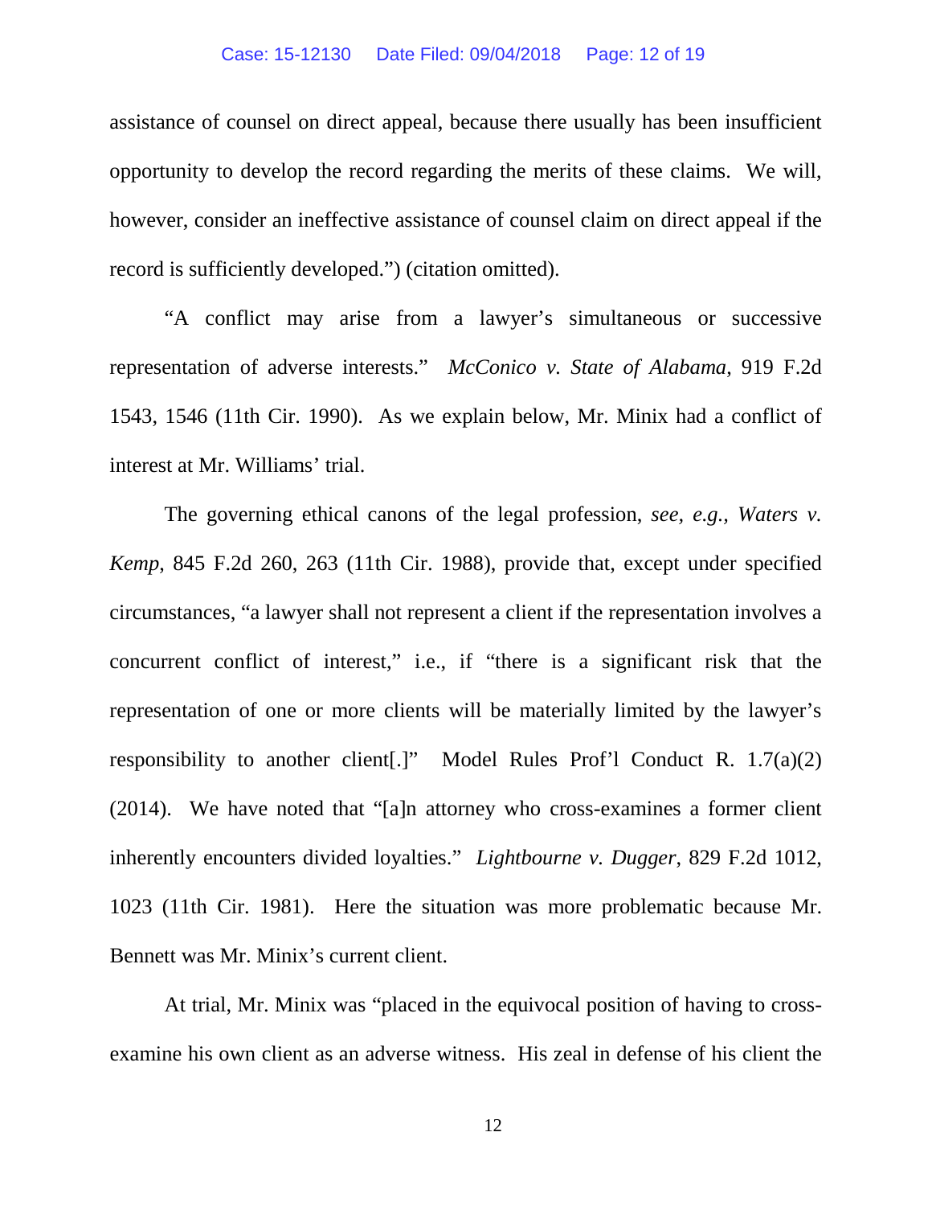assistance of counsel on direct appeal, because there usually has been insufficient opportunity to develop the record regarding the merits of these claims. We will, however, consider an ineffective assistance of counsel claim on direct appeal if the record is sufficiently developed.") (citation omitted).

"A conflict may arise from a lawyer's simultaneous or successive representation of adverse interests." *McConico v. State of Alabama*, 919 F.2d 1543, 1546 (11th Cir. 1990). As we explain below, Mr. Minix had a conflict of interest at Mr. Williams' trial.

The governing ethical canons of the legal profession, *see, e.g., Waters v. Kemp*, 845 F.2d 260, 263 (11th Cir. 1988), provide that, except under specified circumstances, "a lawyer shall not represent a client if the representation involves a concurrent conflict of interest," i.e., if "there is a significant risk that the representation of one or more clients will be materially limited by the lawyer's responsibility to another client[.]" Model Rules Prof'l Conduct R. 1.7(a)(2) (2014). We have noted that "[a]n attorney who cross-examines a former client inherently encounters divided loyalties." *Lightbourne v. Dugger*, 829 F.2d 1012, 1023 (11th Cir. 1981). Here the situation was more problematic because Mr. Bennett was Mr. Minix's current client.

At trial, Mr. Minix was "placed in the equivocal position of having to cross-examine his own client as an adverse witness. His zeal in defense of his client the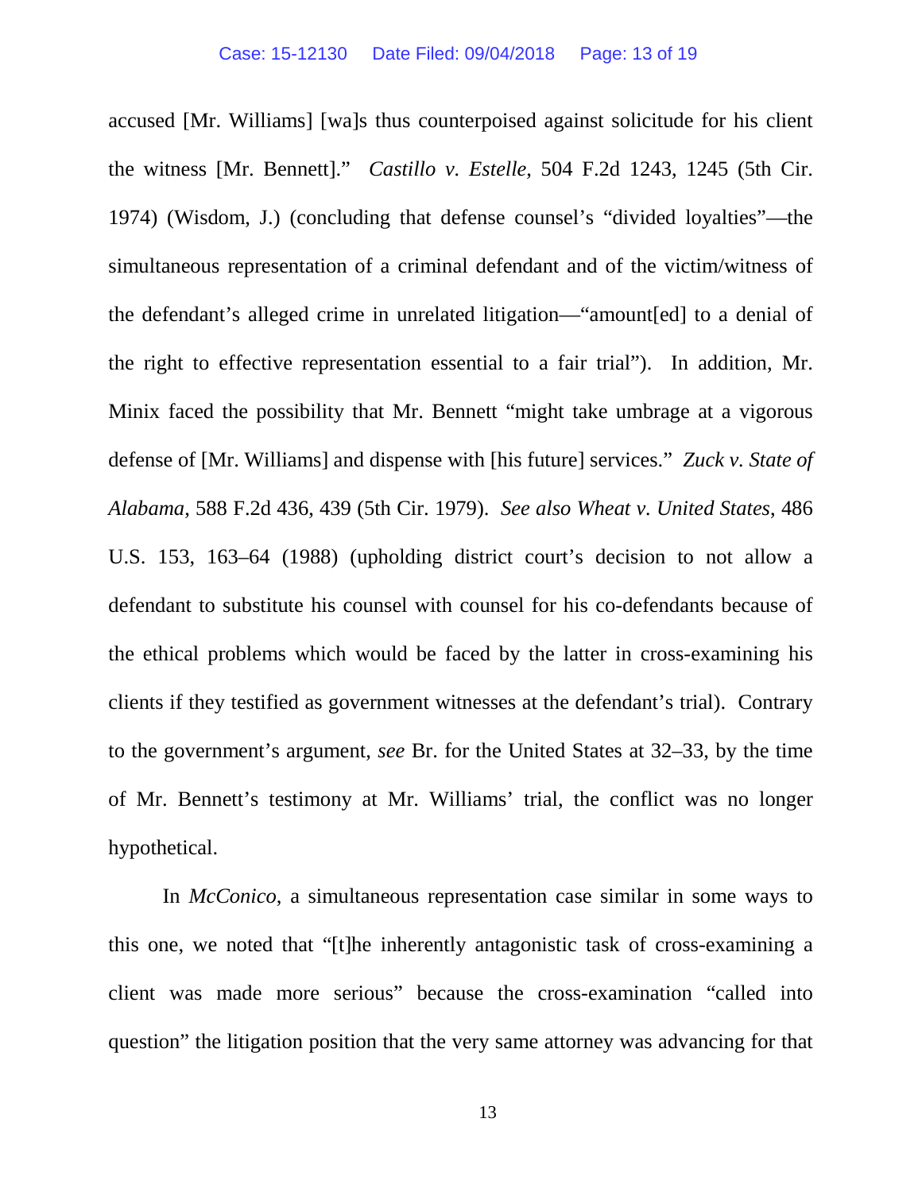accused [Mr. Williams] [wa]s thus counterpoised against solicitude for his client the witness [Mr. Bennett]." *Castillo v. Estelle*, 504 F.2d 1243, 1245 (5th Cir. 1974) (Wisdom, J.) (concluding that defense counsel's "divided loyalties"—the simultaneous representation of a criminal defendant and of the victim/witness of the defendant's alleged crime in unrelated litigation—"amount[ed] to a denial of the right to effective representation essential to a fair trial"). In addition, Mr. Minix faced the possibility that Mr. Bennett "might take umbrage at a vigorous defense of [Mr. Williams] and dispense with [his future] services." *Zuck v. State of Alabama*, 588 F.2d 436, 439 (5th Cir. 1979). *See also Wheat v. United States*, 486 U.S. 153, 163–64 (1988) (upholding district court's decision to not allow a defendant to substitute his counsel with counsel for his co-defendants because of the ethical problems which would be faced by the latter in cross-examining his clients if they testified as government witnesses at the defendant's trial). Contrary to the government's argument, *see* Br. for the United States at 32–33, by the time of Mr. Bennett's testimony at Mr. Williams' trial, the conflict was no longer hypothetical.

In *McConico*, a simultaneous representation case similar in some ways to this one, we noted that "[t]he inherently antagonistic task of cross-examining a client was made more serious" because the cross-examination "called into question" the litigation position that the very same attorney was advancing for that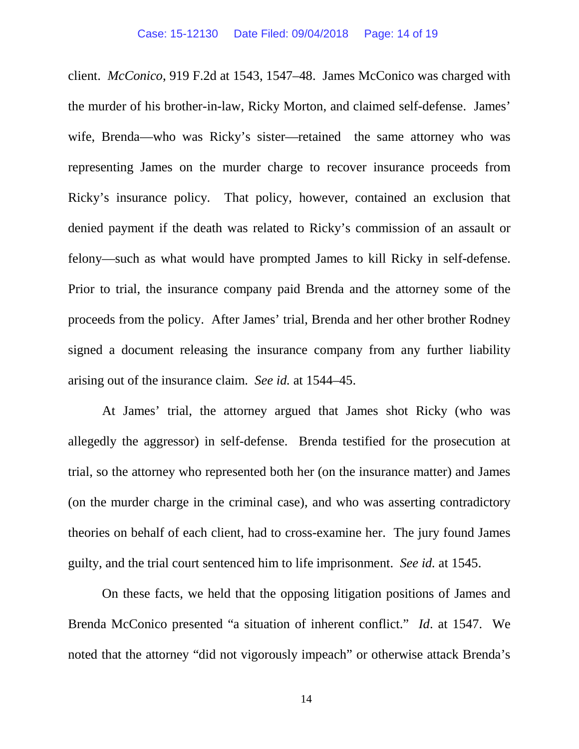client. *McConico*, 919 F.2d at 1543, 1547–48. James McConico was charged with the murder of his brother-in-law, Ricky Morton, and claimed self-defense. James' wife, Brenda—who was Ricky's sister—retained the same attorney who was representing James on the murder charge to recover insurance proceeds from Ricky's insurance policy. That policy, however, contained an exclusion that denied payment if the death was related to Ricky's commission of an assault or felony—such as what would have prompted James to kill Ricky in self-defense. Prior to trial, the insurance company paid Brenda and the attorney some of the proceeds from the policy. After James' trial, Brenda and her other brother Rodney signed a document releasing the insurance company from any further liability arising out of the insurance claim. *See id.* at 1544–45.

At James' trial, the attorney argued that James shot Ricky (who was allegedly the aggressor) in self-defense. Brenda testified for the prosecution at trial, so the attorney who represented both her (on the insurance matter) and James (on the murder charge in the criminal case), and who was asserting contradictory theories on behalf of each client, had to cross-examine her. The jury found James guilty, and the trial court sentenced him to life imprisonment. *See id.* at 1545.

On these facts, we held that the opposing litigation positions of James and Brenda McConico presented "a situation of inherent conflict." *Id*. at 1547. We noted that the attorney "did not vigorously impeach" or otherwise attack Brenda's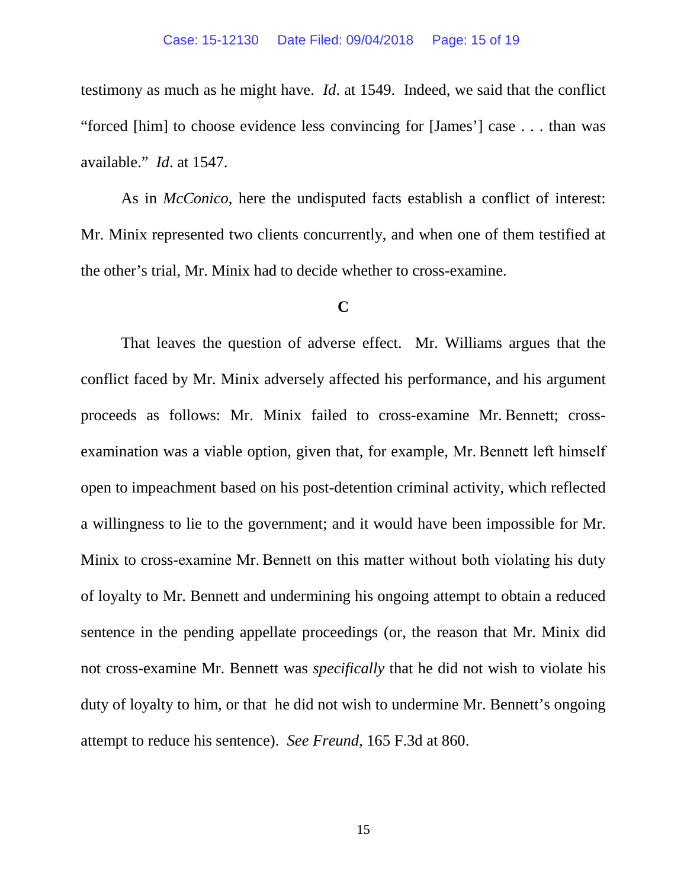testimony as much as he might have. *Id*. at 1549. Indeed, we said that the conflict "forced [him] to choose evidence less convincing for [James'] case . . . than was available." *Id*. at 1547.

As in *McConico*, here the undisputed facts establish a conflict of interest: Mr. Minix represented two clients concurrently, and when one of them testified at the other's trial, Mr. Minix had to decide whether to cross-examine.

### C

That leaves the question of adverse effect. Mr. Williams argues that the conflict faced by Mr. Minix adversely affected his performance, and his argument proceeds as follows: Mr. Minix failed to cross-examine Mr. Bennett; cross-examination was a viable option, given that, for example, Mr. Bennett left himself open to impeachment based on his post-detention criminal activity, which reflected a willingness to lie to the government; and it would have been impossible for Mr. Minix to cross-examine Mr. Bennett on this matter without both violating his duty of loyalty to Mr. Bennett and undermining his ongoing attempt to obtain a reduced sentence in the pending appellate proceedings (or, the reason that Mr. Minix did not cross-examine Mr. Bennett was *specifically* that he did not wish to violate his duty of loyalty to him, or that he did not wish to undermine Mr. Bennett's ongoing attempt to reduce his sentence). *See Freund*, 165 F.3d at 860.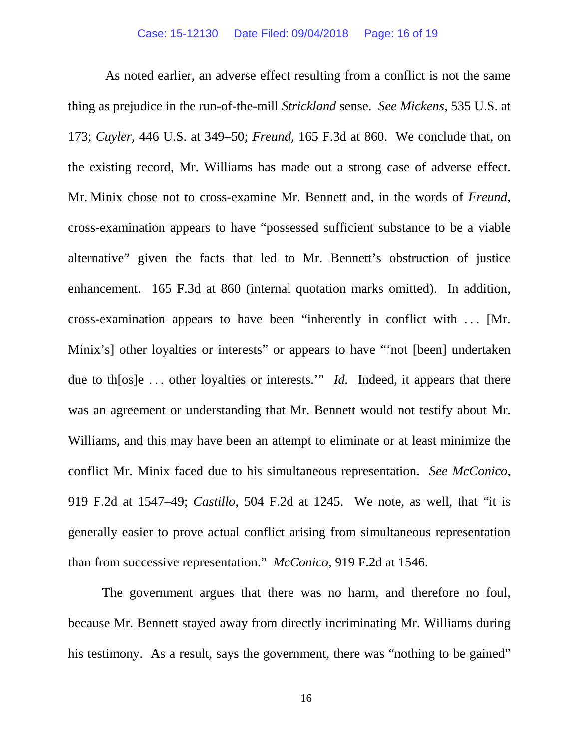As noted earlier, an adverse effect resulting from a conflict is not the same thing as prejudice in the run-of-the-mill *Strickland* sense. *See Mickens*, 535 U.S. at 173; *Cuyler*, 446 U.S. at 349–50; *Freund*, 165 F.3d at 860. We conclude that, on the existing record, Mr. Williams has made out a strong case of adverse effect. Mr. Minix chose not to cross-examine Mr. Bennett and, in the words of *Freund*, cross-examination appears to have "possessed sufficient substance to be a viable alternative" given the facts that led to Mr. Bennett's obstruction of justice enhancement. 165 F.3d at 860 (internal quotation marks omitted). In addition, cross-examination appears to have been "inherently in conflict with . . . [Mr. Minix's] other loyalties or interests" or appears to have "'not [been] undertaken due to th[os]e . . . other loyalties or interests.'" *Id.* Indeed, it appears that there was an agreement or understanding that Mr. Bennett would not testify about Mr. Williams, and this may have been an attempt to eliminate or at least minimize the conflict Mr. Minix faced due to his simultaneous representation. *See McConico*, 919 F.2d at 1547–49; *Castillo*, 504 F.2d at 1245. We note, as well, that "it is generally easier to prove actual conflict arising from simultaneous representation than from successive representation." *McConico*, 919 F.2d at 1546.

The government argues that there was no harm, and therefore no foul, because Mr. Bennett stayed away from directly incriminating Mr. Williams during his testimony. As a result, says the government, there was "nothing to be gained"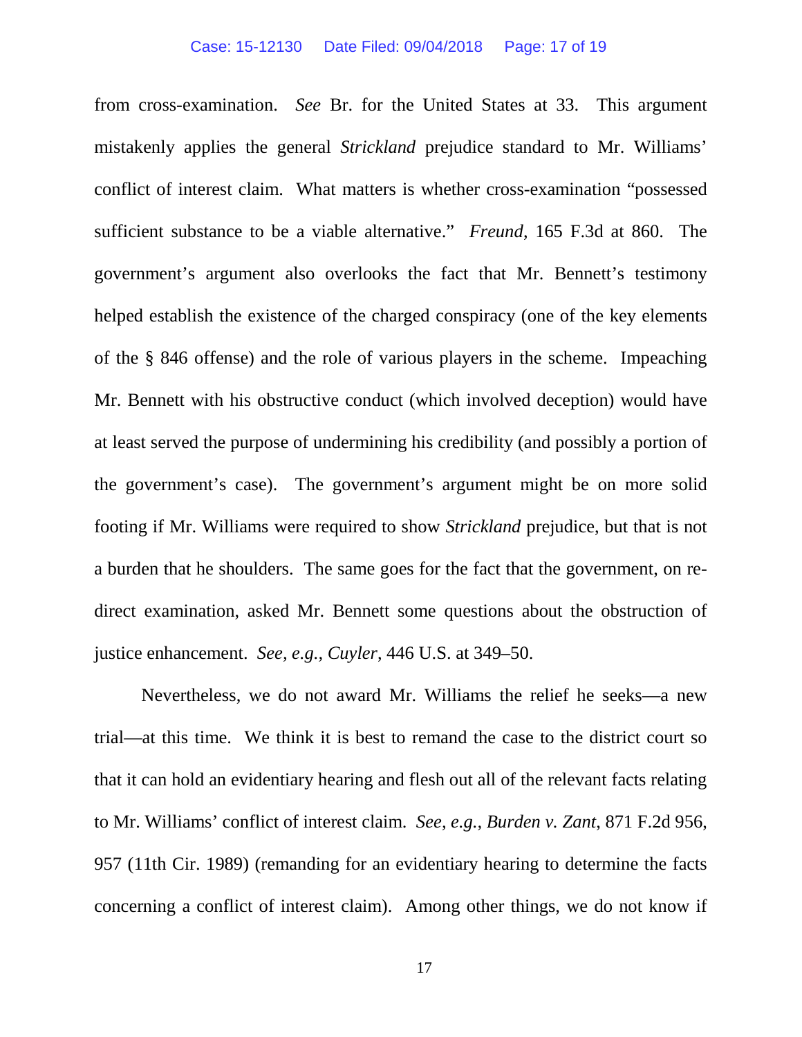from cross-examination. *See* Br. for the United States at 33. This argument mistakenly applies the general *Strickland* prejudice standard to Mr. Williams' conflict of interest claim. What matters is whether cross-examination "possessed sufficient substance to be a viable alternative." *Freund*, 165 F.3d at 860. The government's argument also overlooks the fact that Mr. Bennett's testimony helped establish the existence of the charged conspiracy (one of the key elements of the § 846 offense) and the role of various players in the scheme. Impeaching Mr. Bennett with his obstructive conduct (which involved deception) would have at least served the purpose of undermining his credibility (and possibly a portion of the government's case). The government's argument might be on more solid footing if Mr. Williams were required to show *Strickland* prejudice, but that is not a burden that he shoulders. The same goes for the fact that the government, on re-direct examination, asked Mr. Bennett some questions about the obstruction of justice enhancement. *See, e.g.*, *Cuyler*, 446 U.S. at 349–50.

Nevertheless, we do not award Mr. Williams the relief he seeks—a new trial—at this time. We think it is best to remand the case to the district court so that it can hold an evidentiary hearing and flesh out all of the relevant facts relating to Mr. Williams' conflict of interest claim. *See, e.g.*, *Burden v. Zant*, 871 F.2d 956, 957 (11th Cir. 1989) (remanding for an evidentiary hearing to determine the facts concerning a conflict of interest claim). Among other things, we do not know if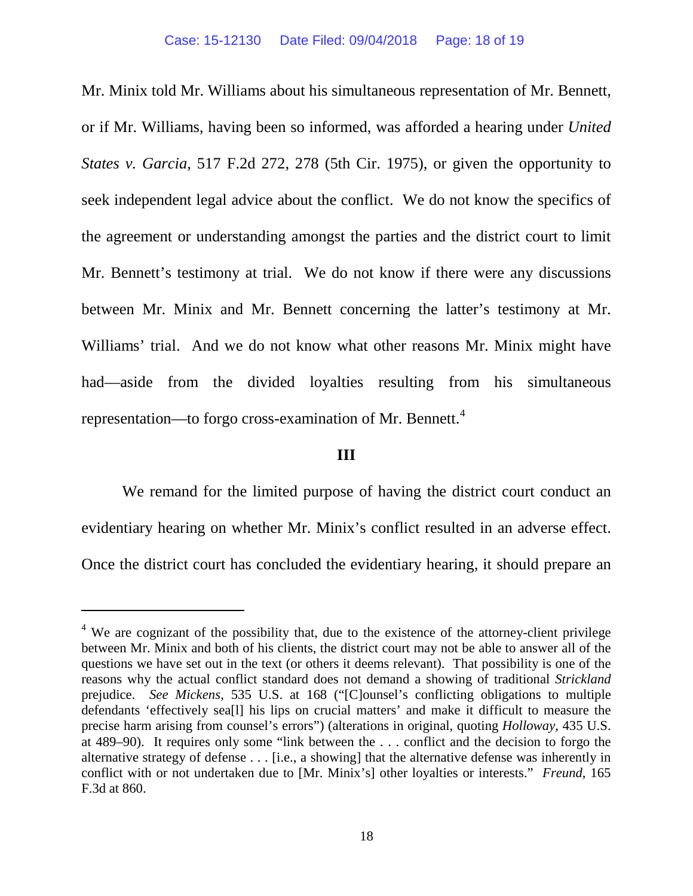Mr. Minix told Mr. Williams about his simultaneous representation of Mr. Bennett, or if Mr. Williams, having been so informed, was afforded a hearing under *United States v. Garcia*, 517 F.2d 272, 278 (5th Cir. 1975), or given the opportunity to seek independent legal advice about the conflict. We do not know the specifics of the agreement or understanding amongst the parties and the district court to limit Mr. Bennett's testimony at trial. We do not know if there were any discussions between Mr. Minix and Mr. Bennett concerning the latter's testimony at Mr. Williams' trial. And we do not know what other reasons Mr. Minix might have had—aside from the divided loyalties resulting from his simultaneous representation—to forgo cross-examination of Mr. Bennett.[4]

## III

We remand for the limited purpose of having the district court conduct an evidentiary hearing on whether Mr. Minix's conflict resulted in an adverse effect. Once the district court has concluded the evidentiary hearing, it should prepare an

---

[4] We are cognizant of the possibility that, due to the existence of the attorney-client privilege between Mr. Minix and both of his clients, the district court may not be able to answer all of the questions we have set out in the text (or others it deems relevant). That possibility is one of the reasons why the actual conflict standard does not demand a showing of traditional *Strickland* prejudice. *See Mickens*, 535 U.S. at 168 ("[C]ounsel's conflicting obligations to multiple defendants 'effectively sea[l] his lips on crucial matters' and make it difficult to measure the precise harm arising from counsel's errors") (alterations in original, quoting *Holloway*, 435 U.S. at 489–90). It requires only some "link between the . . . conflict and the decision to forgo the alternative strategy of defense . . . [i.e., a showing] that the alternative defense was inherently in conflict with or not undertaken due to [Mr. Minix's] other loyalties or interests." *Freund*, 165 F.3d at 860.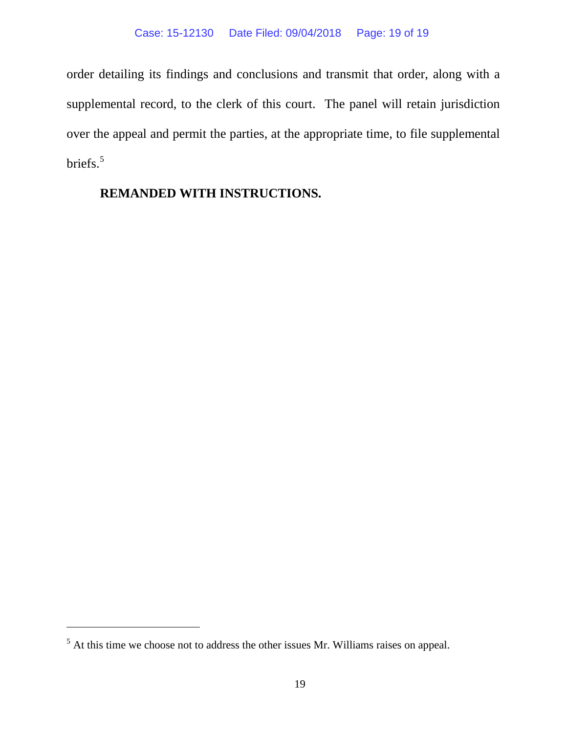order detailing its findings and conclusions and transmit that order, along with a supplemental record, to the clerk of this court. The panel will retain jurisdiction over the appeal and permit the parties, at the appropriate time, to file supplemental briefs.[5]

**REMANDED WITH INSTRUCTIONS.**

[5] At this time we choose not to address the other issues Mr. Williams raises on appeal.